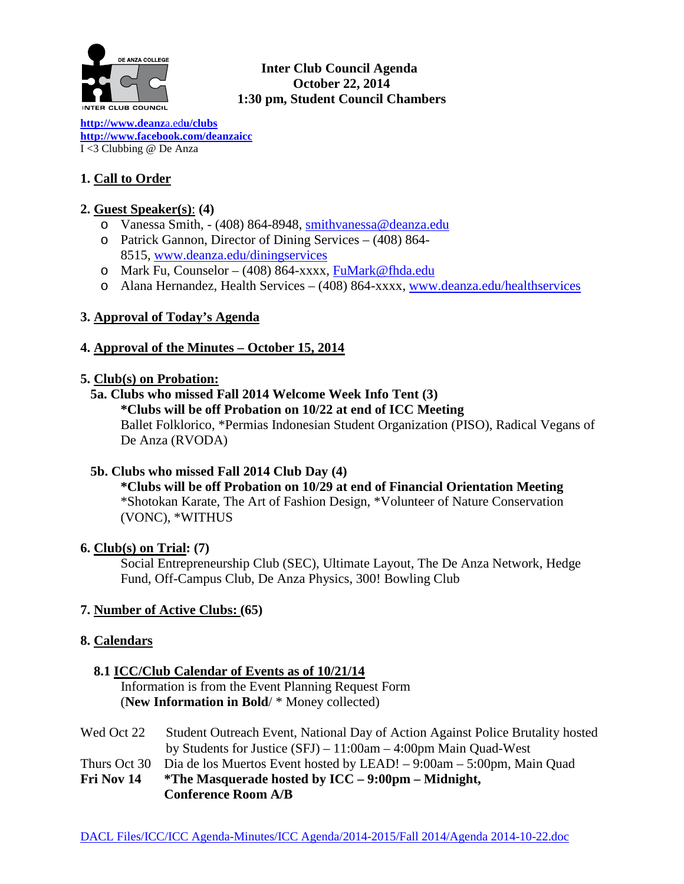# Inter Club Council Agenda
## October 22, 2014
## 1:30 pm, Student Council Chambers

http://www.deanza.edu/clubs
http://www.facebook.com/deanzaicc
I <3 Clubbing @ De Anza

### 1. Call to Order

### 2. Guest Speaker(s): (4)

- Vanessa Smith, - (408) 864-8948, smithvanessa@deanza.edu
- Patrick Gannon, Director of Dining Services – (408) 864-8515, www.deanza.edu/diningservices
- Mark Fu, Counselor – (408) 864-xxxx, FuMark@fhda.edu
- Alana Hernandez, Health Services – (408) 864-xxxx, www.deanza.edu/healthservices

### 3. Approval of Today's Agenda

### 4. Approval of the Minutes – October 15, 2014

### 5. Club(s) on Probation:

**5a. Clubs who missed Fall 2014 Welcome Week Info Tent (3)**

**\*Clubs will be off Probation on 10/22 at end of ICC Meeting**

Ballet Folklorico, *Permias Indonesian Student Organization (PISO), Radical Vegans of De Anza (RVODA)

**5b. Clubs who missed Fall 2014 Club Day (4)**

**\*Clubs will be off Probation on 10/29 at end of Financial Orientation Meeting**

*Shotokan Karate, The Art of Fashion Design, *Volunteer of Nature Conservation (VONC), *WITHUS

### 6. Club(s) on Trial: (7)

Social Entrepreneurship Club (SEC), Ultimate Layout, The De Anza Network, Hedge Fund, Off-Campus Club, De Anza Physics, 300! Bowling Club

### 7. Number of Active Clubs: (65)

### 8. Calendars

**8.1 ICC/Club Calendar of Events as of 10/21/14**

Information is from the Event Planning Request Form
(**New Information in Bold**/ * Money collected)

Wed Oct 22 — Student Outreach Event, National Day of Action Against Police Brutality hosted by Students for Justice (SFJ) – 11:00am – 4:00pm Main Quad-West

Thurs Oct 30 — Dia de los Muertos Event hosted by LEAD! – 9:00am – 5:00pm, Main Quad

**Fri Nov 14 — \*The Masquerade hosted by ICC – 9:00pm – Midnight, Conference Room A/B**

DACL Files/ICC/ICC Agenda-Minutes/ICC Agenda/2014-2015/Fall 2014/Agenda 2014-10-22.doc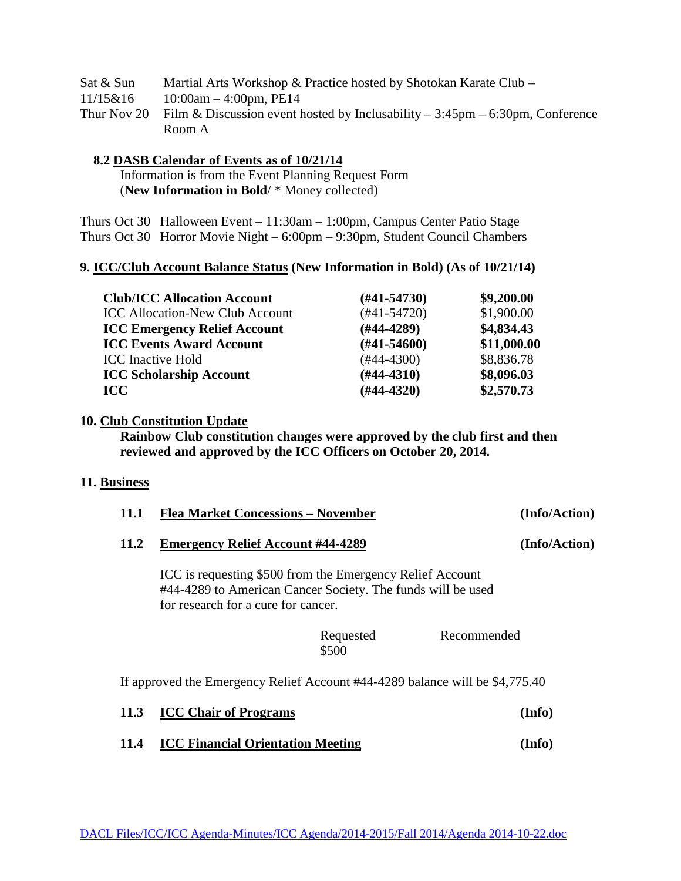Sat & Sun 11/15&16 Martial Arts Workshop & Practice hosted by Shotokan Karate Club – 10:00am – 4:00pm, PE14

Thur Nov 20 Film & Discussion event hosted by Inclusability – 3:45pm – 6:30pm, Conference Room A

**8.2 DASB Calendar of Events as of 10/21/14**

Information is from the Event Planning Request Form
(**New Information in Bold**/ * Money collected)

Thurs Oct 30 Halloween Event – 11:30am – 1:00pm, Campus Center Patio Stage
Thurs Oct 30 Horror Movie Night – 6:00pm – 9:30pm, Student Council Chambers

## 9. ICC/Club Account Balance Status (New Information in Bold) (As of 10/21/14)

| | | |
|---|---|---|
| **Club/ICC Allocation Account** | **(#41-54730)** | **$9,200.00** |
| ICC Allocation-New Club Account | (#41-54720) | $1,900.00 |
| **ICC Emergency Relief Account** | **(#44-4289)** | **$4,834.43** |
| **ICC Events Award Account** | **(#41-54600)** | **$11,000.00** |
| ICC Inactive Hold | (#44-4300) | $8,836.78 |
| **ICC Scholarship Account** | **(#44-4310)** | **$8,096.03** |
| **ICC** | **(#44-4320)** | **$2,570.73** |

## 10. Club Constitution Update

**Rainbow Club constitution changes were approved by the club first and then reviewed and approved by the ICC Officers on October 20, 2014.**

## 11. Business

**11.1 Flea Market Concessions – November** **(Info/Action)**

**11.2 Emergency Relief Account #44-4289** **(Info/Action)**

ICC is requesting $500 from the Emergency Relief Account #44-4289 to American Cancer Society. The funds will be used for research for a cure for cancer.

| Requested | Recommended |
|---|---|
| $500 | |

If approved the Emergency Relief Account #44-4289 balance will be $4,775.40

**11.3 ICC Chair of Programs** **(Info)**

**11.4 ICC Financial Orientation Meeting** **(Info)**

DACL Files/ICC/ICC Agenda-Minutes/ICC Agenda/2014-2015/Fall 2014/Agenda 2014-10-22.doc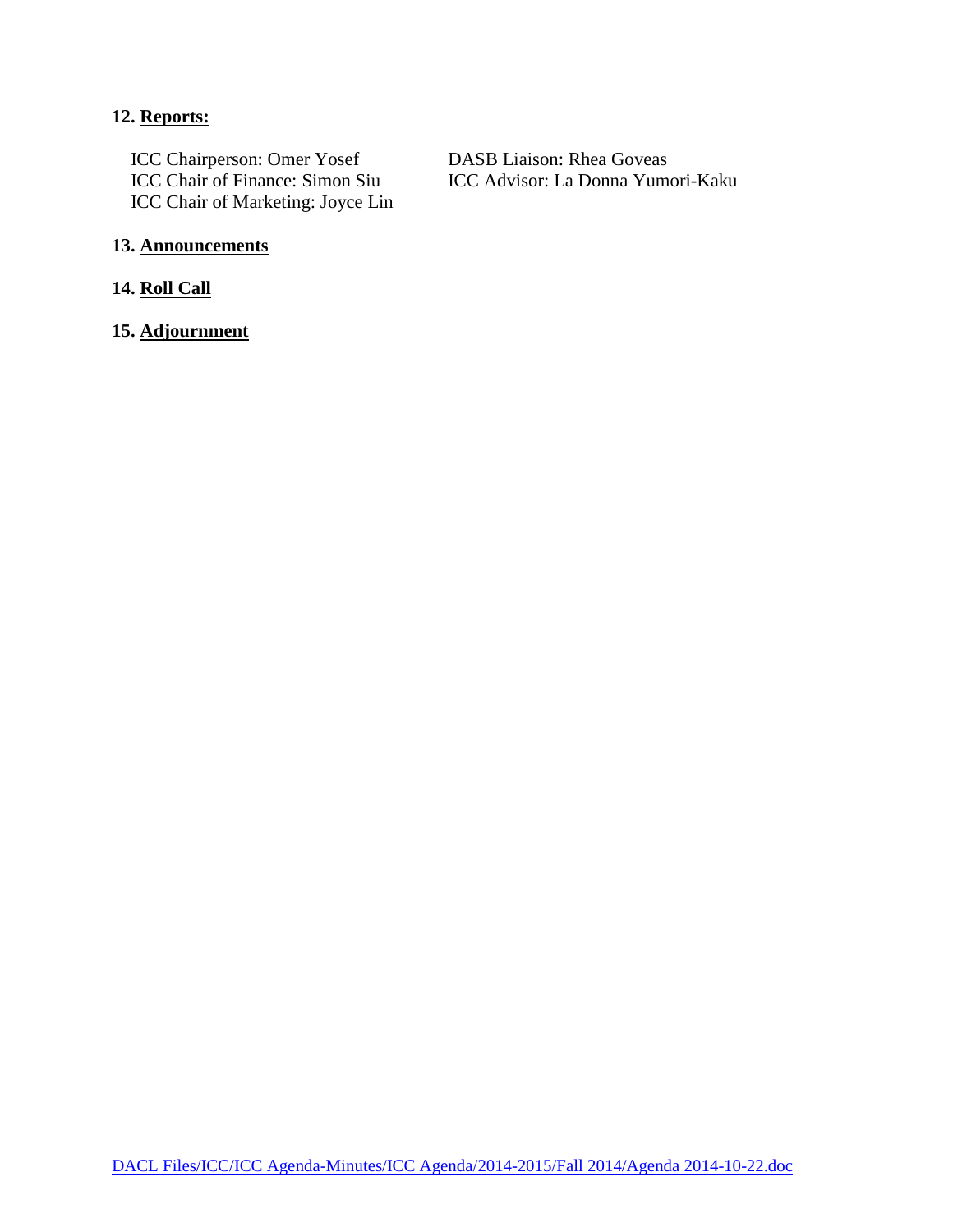**12. Reports:**

ICC Chairperson: Omer Yosef
ICC Chair of Finance: Simon Siu
ICC Chair of Marketing: Joyce Lin
DASB Liaison: Rhea Goveas
ICC Advisor: La Donna Yumori-Kaku

**13. Announcements**

**14. Roll Call**

**15. Adjournment**

DACL Files/ICC/ICC Agenda-Minutes/ICC Agenda/2014-2015/Fall 2014/Agenda 2014-10-22.doc